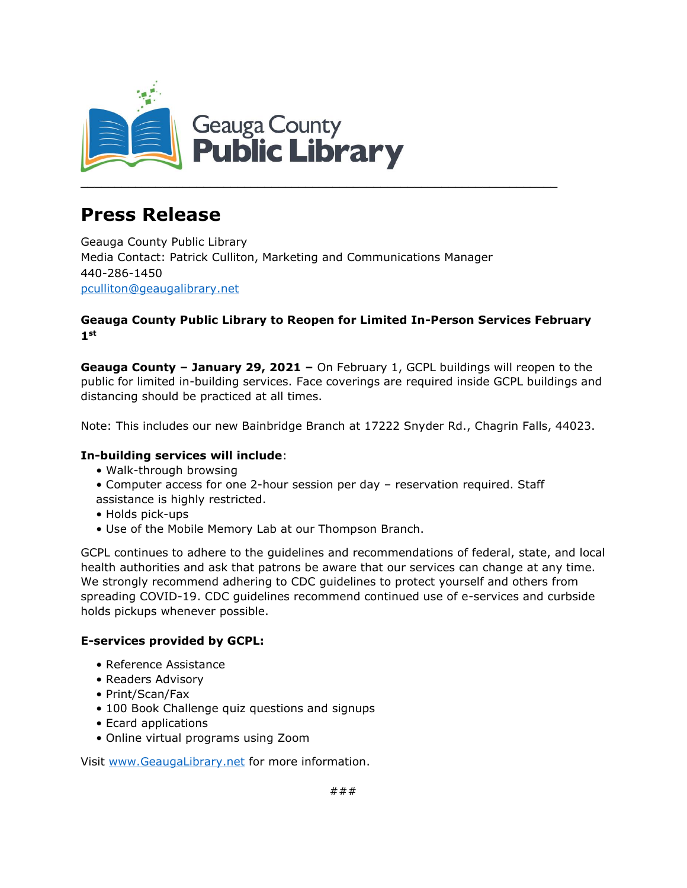Geauga County
**Public Library**

---

# Press Release

Geauga County Public Library
Media Contact: Patrick Culliton, Marketing and Communications Manager
440-286-1450
pculliton@geaugalibrary.net

**Geauga County Public Library to Reopen for Limited In-Person Services February 1st**

**Geauga County – January 29, 2021 –** On February 1, GCPL buildings will reopen to the public for limited in-building services. Face coverings are required inside GCPL buildings and distancing should be practiced at all times.

Note: This includes our new Bainbridge Branch at 17222 Snyder Rd., Chagrin Falls, 44023.

**In-building services will include**:

- Walk-through browsing
- Computer access for one 2-hour session per day – reservation required. Staff assistance is highly restricted.
- Holds pick-ups
- Use of the Mobile Memory Lab at our Thompson Branch.

GCPL continues to adhere to the guidelines and recommendations of federal, state, and local health authorities and ask that patrons be aware that our services can change at any time. We strongly recommend adhering to CDC guidelines to protect yourself and others from spreading COVID-19. CDC guidelines recommend continued use of e-services and curbside holds pickups whenever possible.

**E-services provided by GCPL:**

- Reference Assistance
- Readers Advisory
- Print/Scan/Fax
- 100 Book Challenge quiz questions and signups
- Ecard applications
- Online virtual programs using Zoom

Visit www.GeaugaLibrary.net for more information.

###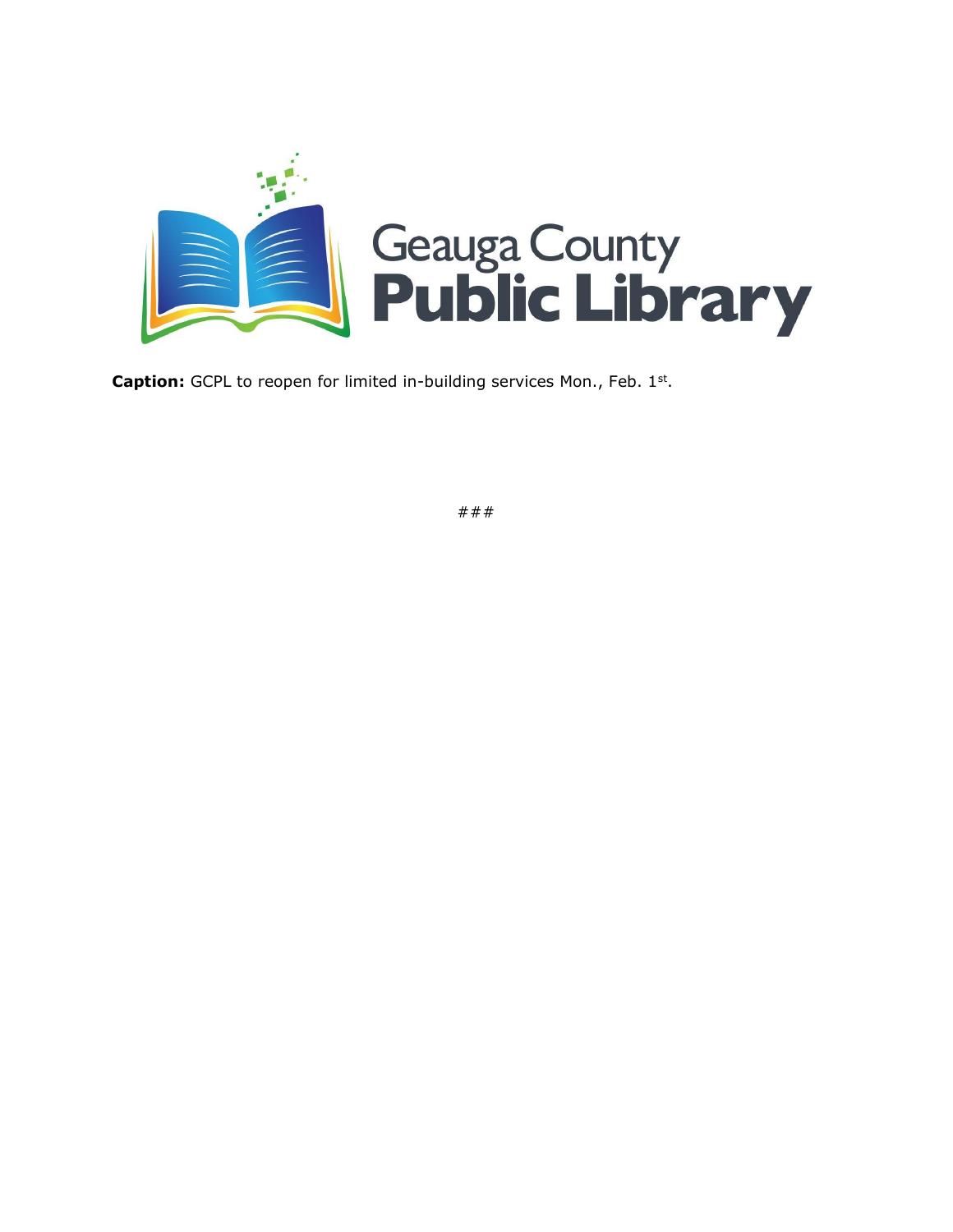Geauga County
**Public Library**

**Caption:** GCPL to reopen for limited in-building services Mon., Feb. 1st.

###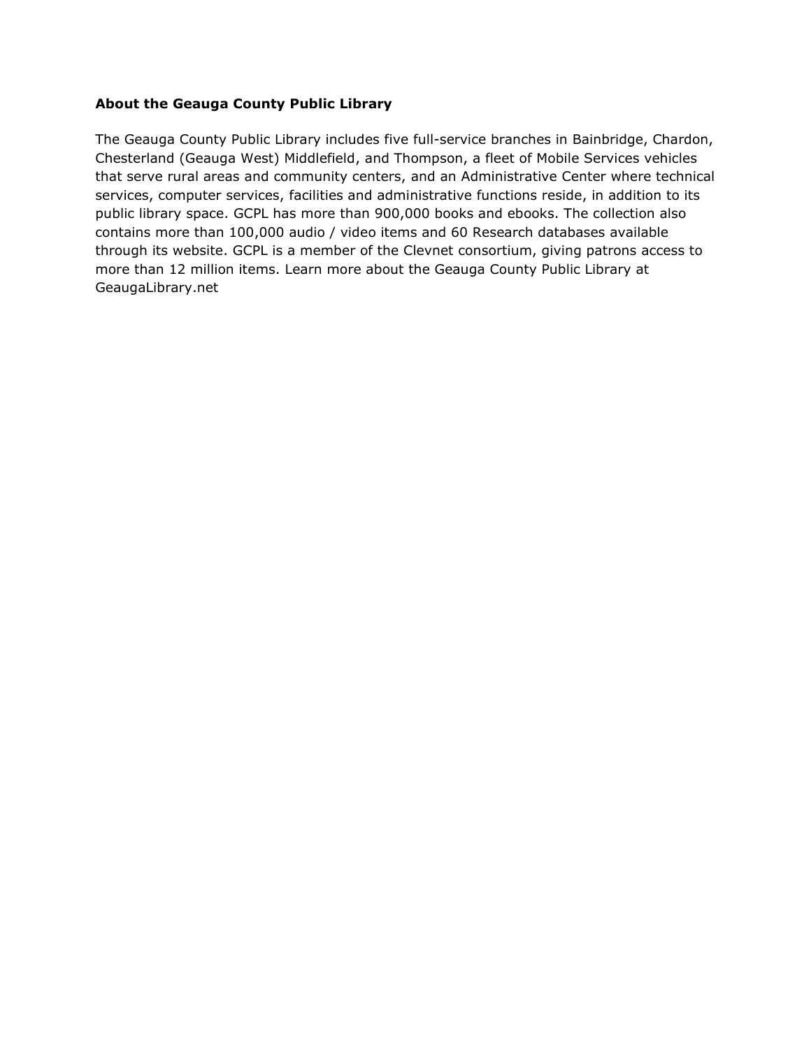**About the Geauga County Public Library**

The Geauga County Public Library includes five full-service branches in Bainbridge, Chardon, Chesterland (Geauga West) Middlefield, and Thompson, a fleet of Mobile Services vehicles that serve rural areas and community centers, and an Administrative Center where technical services, computer services, facilities and administrative functions reside, in addition to its public library space. GCPL has more than 900,000 books and ebooks. The collection also contains more than 100,000 audio / video items and 60 Research databases available through its website. GCPL is a member of the Clevnet consortium, giving patrons access to more than 12 million items. Learn more about the Geauga County Public Library at GeaugaLibrary.net